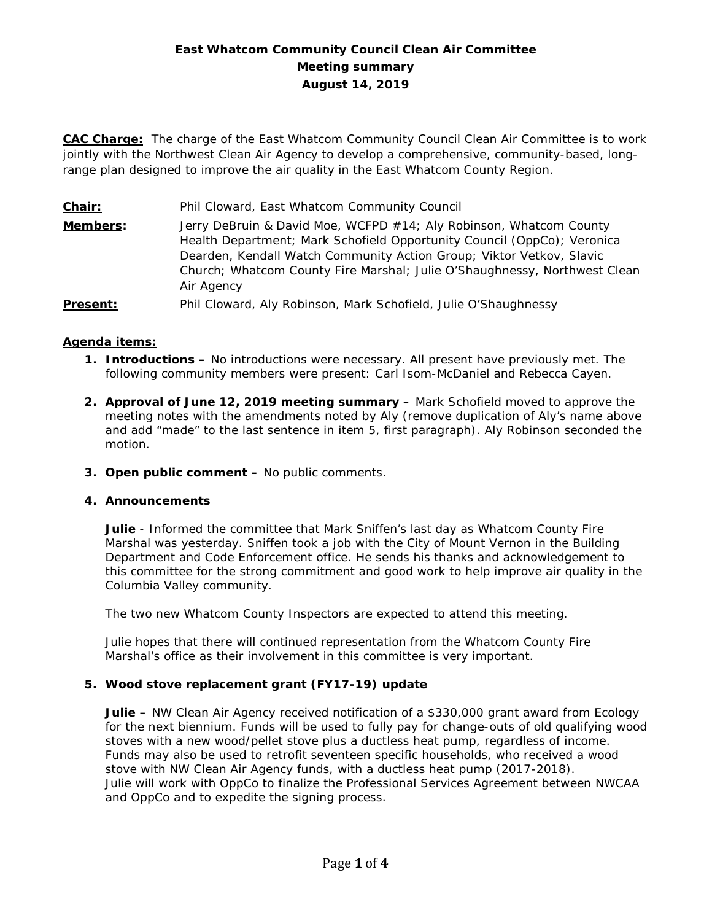# East Whatcom Community Council Clean Air Committee
## Meeting summary
## August 14, 2019

**CAC Charge:** The charge of the East Whatcom Community Council Clean Air Committee is to work jointly with the Northwest Clean Air Agency to develop a comprehensive, community-based, long-range plan designed to improve the air quality in the East Whatcom County Region.

**Chair:** Phil Cloward, East Whatcom Community Council

**Members:** Jerry DeBruin & David Moe, WCFPD #14; Aly Robinson, Whatcom County Health Department; Mark Schofield Opportunity Council (OppCo); Veronica Dearden, Kendall Watch Community Action Group; Viktor Vetkov, Slavic Church; Whatcom County Fire Marshal; Julie O'Shaughnessy, Northwest Clean Air Agency

**Present:** Phil Cloward, Aly Robinson, Mark Schofield, Julie O'Shaughnessy

**Agenda items:**

1. **Introductions –** No introductions were necessary. All present have previously met. The following community members were present: Carl Isom-McDaniel and Rebecca Cayen.

2. **Approval of June 12, 2019 meeting summary –** Mark Schofield moved to approve the meeting notes with the amendments noted by Aly (remove duplication of Aly's name above and add "made" to the last sentence in item 5, first paragraph). Aly Robinson seconded the motion.

3. **Open public comment –** No public comments.

4. **Announcements**

   **Julie** - Informed the committee that Mark Sniffen's last day as Whatcom County Fire Marshal was yesterday. Sniffen took a job with the City of Mount Vernon in the Building Department and Code Enforcement office. He sends his thanks and acknowledgement to this committee for the strong commitment and good work to help improve air quality in the Columbia Valley community.

   The two new Whatcom County Inspectors are expected to attend this meeting.

   Julie hopes that there will continued representation from the Whatcom County Fire Marshal's office as their involvement in this committee is very important.

5. **Wood stove replacement grant (FY17-19) update**

   **Julie –** NW Clean Air Agency received notification of a $330,000 grant award from Ecology for the next biennium. Funds will be used to fully pay for change-outs of old qualifying wood stoves with a new wood/pellet stove plus a ductless heat pump, regardless of income. Funds may also be used to retrofit seventeen specific households, who received a wood stove with NW Clean Air Agency funds, with a ductless heat pump (2017-2018). Julie will work with OppCo to finalize the Professional Services Agreement between NWCAA and OppCo and to expedite the signing process.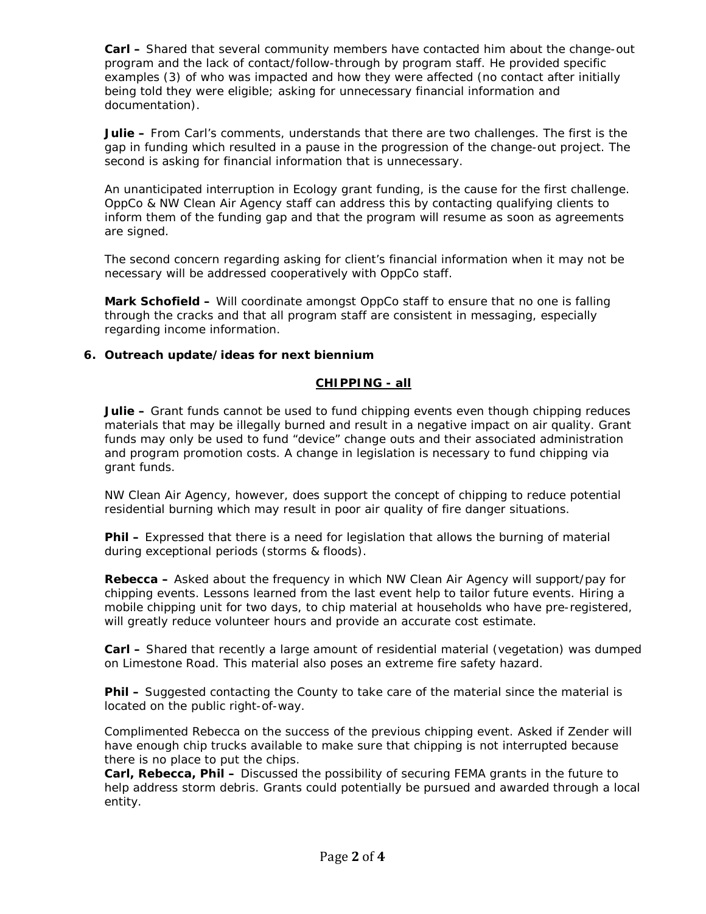**Carl –** Shared that several community members have contacted him about the change-out program and the lack of contact/follow-through by program staff. He provided specific examples (3) of who was impacted and how they were affected (no contact after initially being told they were eligible; asking for unnecessary financial information and documentation).

**Julie –** From Carl's comments, understands that there are two challenges. The first is the gap in funding which resulted in a pause in the progression of the change-out project. The second is asking for financial information that is unnecessary.

An unanticipated interruption in Ecology grant funding, is the cause for the first challenge. OppCo & NW Clean Air Agency staff can address this by contacting qualifying clients to inform them of the funding gap and that the program will resume as soon as agreements are signed.

The second concern regarding asking for client's financial information when it may not be necessary will be addressed cooperatively with OppCo staff.

**Mark Schofield –** Will coordinate amongst OppCo staff to ensure that no one is falling through the cracks and that all program staff are consistent in messaging, especially regarding income information.

**6. Outreach update/ideas for next biennium**

**CHIPPING - all**

**Julie –** Grant funds cannot be used to fund chipping events even though chipping reduces materials that may be illegally burned and result in a negative impact on air quality. Grant funds may only be used to fund "device" change outs and their associated administration and program promotion costs. A change in legislation is necessary to fund chipping via grant funds.

NW Clean Air Agency, however, does support the concept of chipping to reduce potential residential burning which may result in poor air quality of fire danger situations.

**Phil –** Expressed that there is a need for legislation that allows the burning of material during exceptional periods (storms & floods).

**Rebecca –** Asked about the frequency in which NW Clean Air Agency will support/pay for chipping events. Lessons learned from the last event help to tailor future events. Hiring a mobile chipping unit for two days, to chip material at households who have pre-registered, will greatly reduce volunteer hours and provide an accurate cost estimate.

**Carl –** Shared that recently a large amount of residential material (vegetation) was dumped on Limestone Road. This material also poses an extreme fire safety hazard.

**Phil –** Suggested contacting the County to take care of the material since the material is located on the public right-of-way.

Complimented Rebecca on the success of the previous chipping event. Asked if Zender will have enough chip trucks available to make sure that chipping is not interrupted because there is no place to put the chips.

**Carl, Rebecca, Phil –** Discussed the possibility of securing FEMA grants in the future to help address storm debris. Grants could potentially be pursued and awarded through a local entity.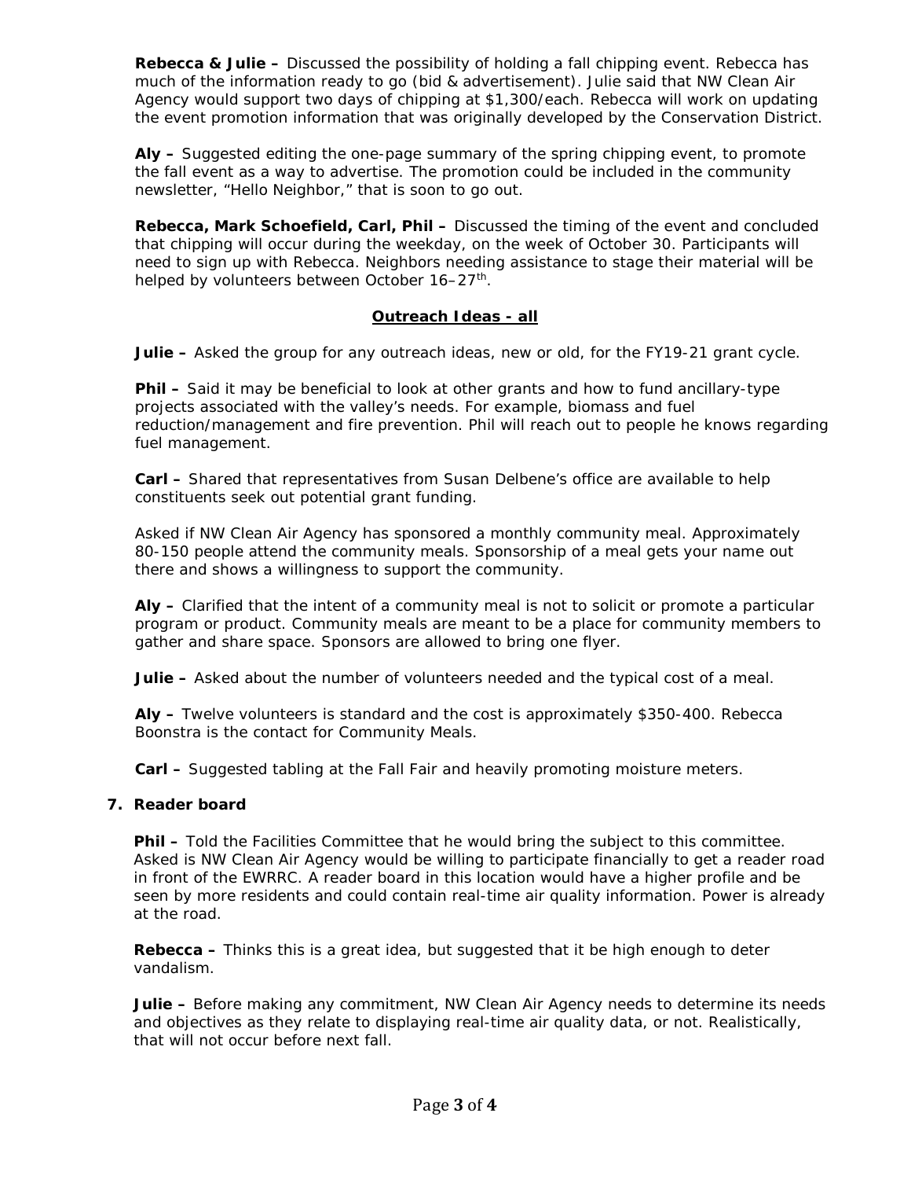**Rebecca & Julie –** Discussed the possibility of holding a fall chipping event. Rebecca has much of the information ready to go (bid & advertisement). Julie said that NW Clean Air Agency would support two days of chipping at $1,300/each. Rebecca will work on updating the event promotion information that was originally developed by the Conservation District.

**Aly –** Suggested editing the one-page summary of the spring chipping event, to promote the fall event as a way to advertise. The promotion could be included in the community newsletter, "Hello Neighbor," that is soon to go out.

**Rebecca, Mark Schoefield, Carl, Phil –** Discussed the timing of the event and concluded that chipping will occur during the weekday, on the week of October 30. Participants will need to sign up with Rebecca. Neighbors needing assistance to stage their material will be helped by volunteers between October 16–27th.

**Outreach Ideas - all**

**Julie –** Asked the group for any outreach ideas, new or old, for the FY19-21 grant cycle.

**Phil –** Said it may be beneficial to look at other grants and how to fund ancillary-type projects associated with the valley's needs. For example, biomass and fuel reduction/management and fire prevention. Phil will reach out to people he knows regarding fuel management.

**Carl –** Shared that representatives from Susan Delbene's office are available to help constituents seek out potential grant funding.

Asked if NW Clean Air Agency has sponsored a monthly community meal. Approximately 80-150 people attend the community meals. Sponsorship of a meal gets your name out there and shows a willingness to support the community.

**Aly –** Clarified that the intent of a community meal is not to solicit or promote a particular program or product. Community meals are meant to be a place for community members to gather and share space. Sponsors are allowed to bring one flyer.

**Julie –** Asked about the number of volunteers needed and the typical cost of a meal.

**Aly –** Twelve volunteers is standard and the cost is approximately $350-400. Rebecca Boonstra is the contact for Community Meals.

**Carl –** Suggested tabling at the Fall Fair and heavily promoting moisture meters.

**7. Reader board**

**Phil –** Told the Facilities Committee that he would bring the subject to this committee. Asked is NW Clean Air Agency would be willing to participate financially to get a reader road in front of the EWRRC. A reader board in this location would have a higher profile and be seen by more residents and could contain real-time air quality information. Power is already at the road.

**Rebecca –** Thinks this is a great idea, but suggested that it be high enough to deter vandalism.

**Julie –** Before making any commitment, NW Clean Air Agency needs to determine its needs and objectives as they relate to displaying real-time air quality data, or not. Realistically, that will not occur before next fall.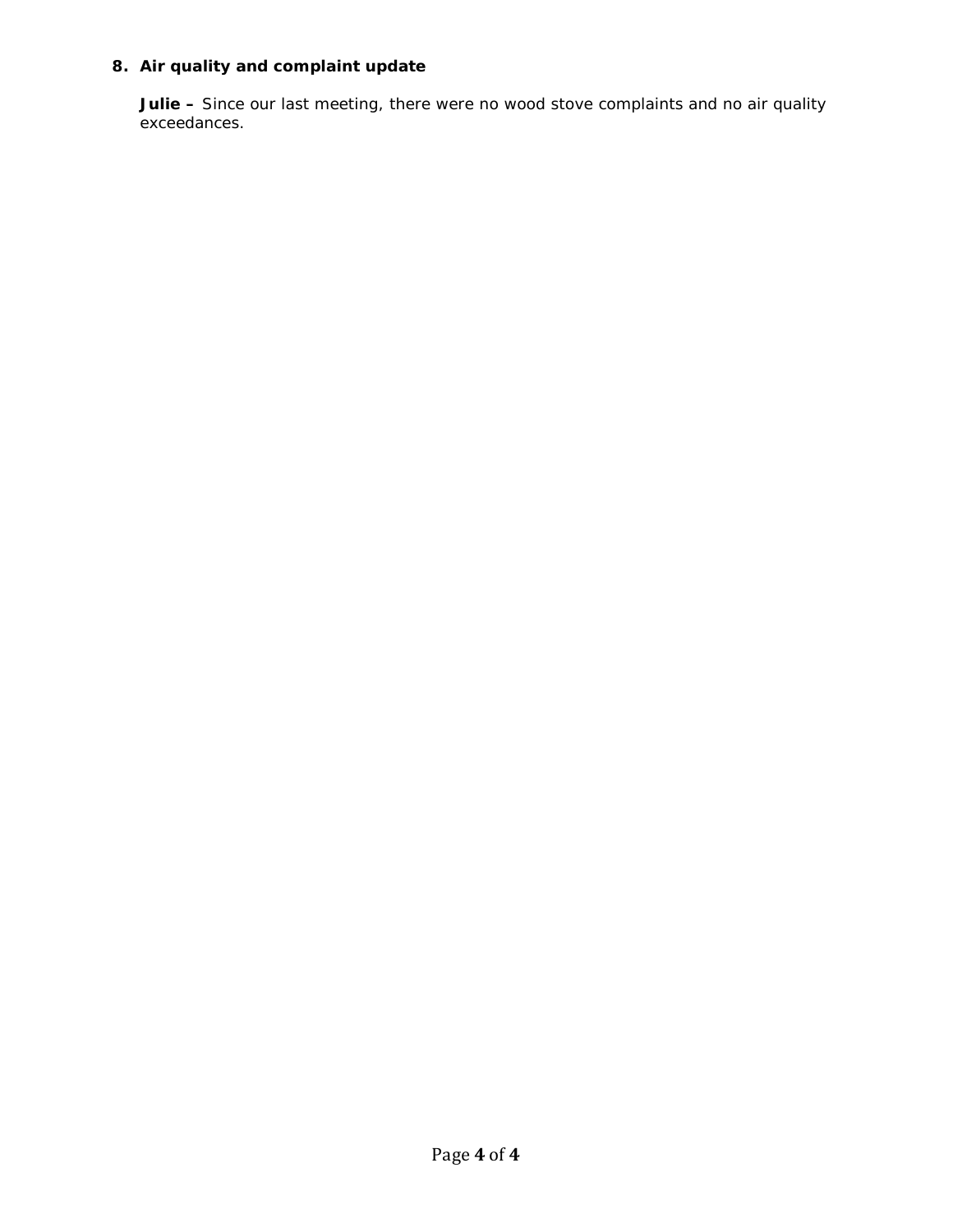8. **Air quality and complaint update**

   **Julie –** Since our last meeting, there were no wood stove complaints and no air quality exceedances.